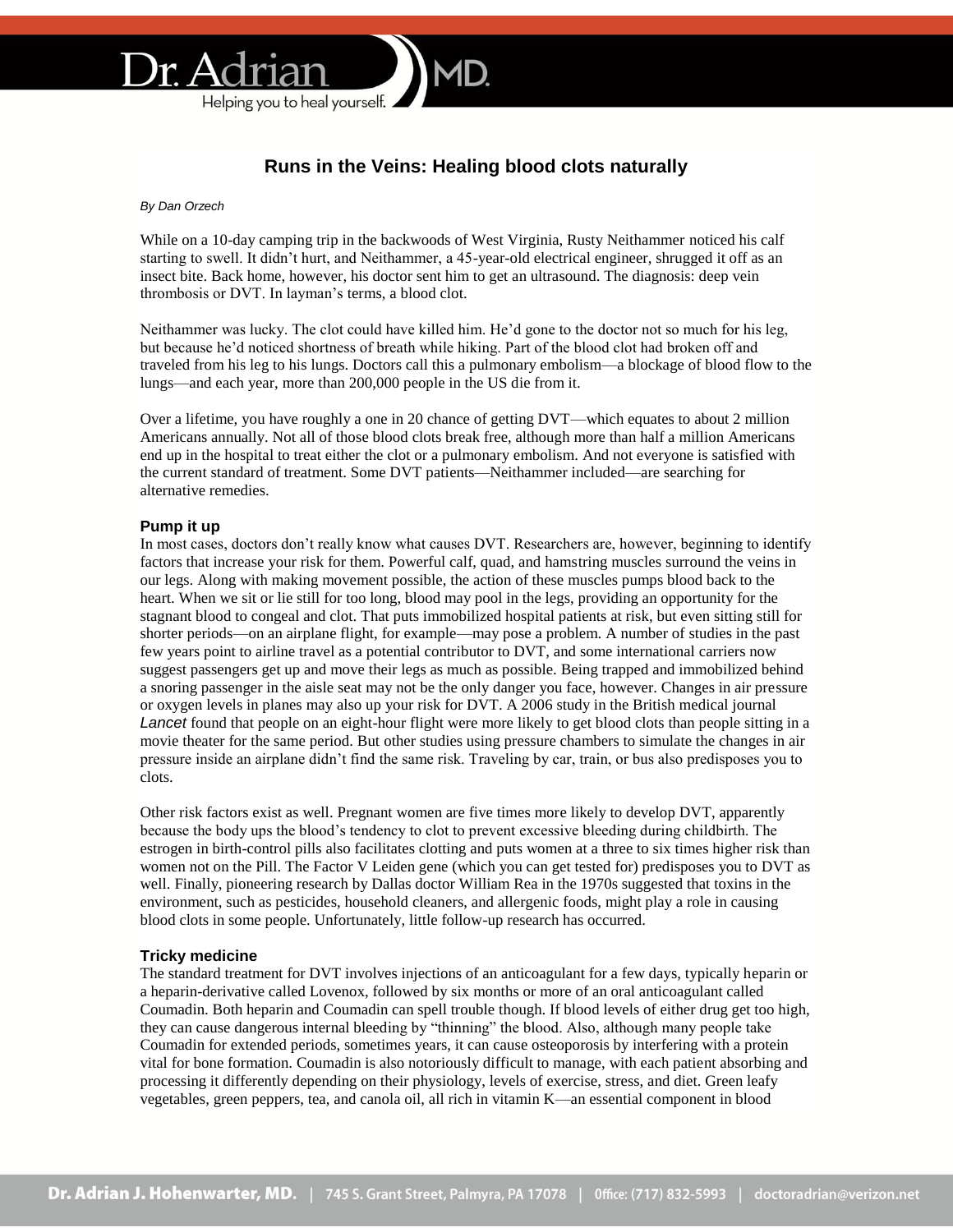// Continuing the requested conversion.
# Runs in the Veins: Healing blood clots naturally

*By Dan Orzech*

While on a 10-day camping trip in the backwoods of West Virginia, Rusty Neithammer noticed his calf starting to swell. It didn't hurt, and Neithammer, a 45-year-old electrical engineer, shrugged it off as an insect bite. Back home, however, his doctor sent him to get an ultrasound. The diagnosis: deep vein thrombosis or DVT. In layman's terms, a blood clot.

Neithammer was lucky. The clot could have killed him. He'd gone to the doctor not so much for his leg, but because he'd noticed shortness of breath while hiking. Part of the blood clot had broken off and traveled from his leg to his lungs. Doctors call this a pulmonary embolism—a blockage of blood flow to the lungs—and each year, more than 200,000 people in the US die from it.

Over a lifetime, you have roughly a one in 20 chance of getting DVT—which equates to about 2 million Americans annually. Not all of those blood clots break free, although more than half a million Americans end up in the hospital to treat either the clot or a pulmonary embolism. And not everyone is satisfied with the current standard of treatment. Some DVT patients—Neithammer included—are searching for alternative remedies.

## Pump it up

In most cases, doctors don't really know what causes DVT. Researchers are, however, beginning to identify factors that increase your risk for them. Powerful calf, quad, and hamstring muscles surround the veins in our legs. Along with making movement possible, the action of these muscles pumps blood back to the heart. When we sit or lie still for too long, blood may pool in the legs, providing an opportunity for the stagnant blood to congeal and clot. That puts immobilized hospital patients at risk, but even sitting still for shorter periods—on an airplane flight, for example—may pose a problem. A number of studies in the past few years point to airline travel as a potential contributor to DVT, and some international carriers now suggest passengers get up and move their legs as much as possible. Being trapped and immobilized behind a snoring passenger in the aisle seat may not be the only danger you face, however. Changes in air pressure or oxygen levels in planes may also up your risk for DVT. A 2006 study in the British medical journal *Lancet* found that people on an eight-hour flight were more likely to get blood clots than people sitting in a movie theater for the same period. But other studies using pressure chambers to simulate the changes in air pressure inside an airplane didn't find the same risk. Traveling by car, train, or bus also predisposes you to clots.

Other risk factors exist as well. Pregnant women are five times more likely to develop DVT, apparently because the body ups the blood's tendency to clot to prevent excessive bleeding during childbirth. The estrogen in birth-control pills also facilitates clotting and puts women at a three to six times higher risk than women not on the Pill. The Factor V Leiden gene (which you can get tested for) predisposes you to DVT as well. Finally, pioneering research by Dallas doctor William Rea in the 1970s suggested that toxins in the environment, such as pesticides, household cleaners, and allergenic foods, might play a role in causing blood clots in some people. Unfortunately, little follow-up research has occurred.

## Tricky medicine

The standard treatment for DVT involves injections of an anticoagulant for a few days, typically heparin or a heparin-derivative called Lovenox, followed by six months or more of an oral anticoagulant called Coumadin. Both heparin and Coumadin can spell trouble though. If blood levels of either drug get too high, they can cause dangerous internal bleeding by "thinning" the blood. Also, although many people take Coumadin for extended periods, sometimes years, it can cause osteoporosis by interfering with a protein vital for bone formation. Coumadin is also notoriously difficult to manage, with each patient absorbing and processing it differently depending on their physiology, levels of exercise, stress, and diet. Green leafy vegetables, green peppers, tea, and canola oil, all rich in vitamin K—an essential component in blood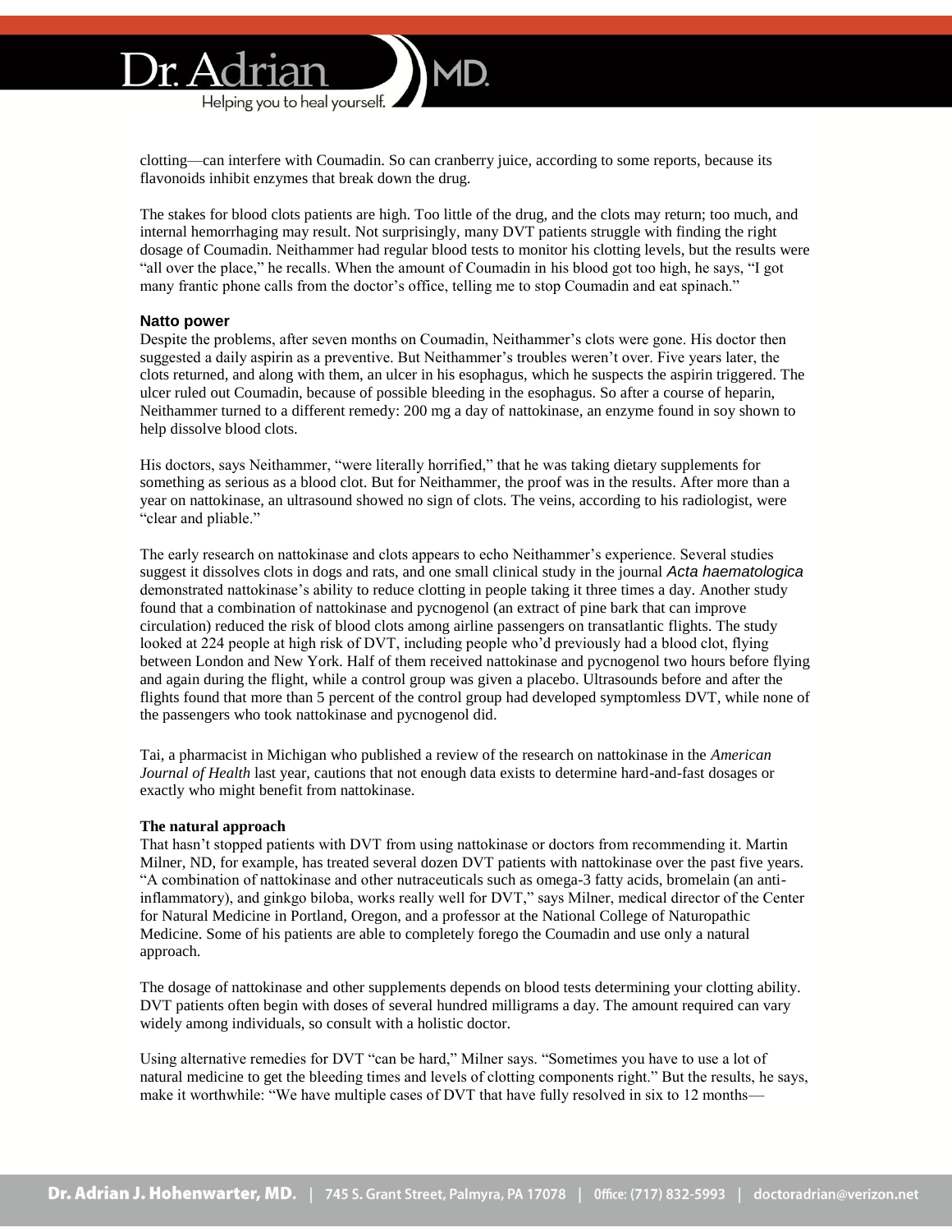clotting—can interfere with Coumadin. So can cranberry juice, according to some reports, because its flavonoids inhibit enzymes that break down the drug.

The stakes for blood clots patients are high. Too little of the drug, and the clots may return; too much, and internal hemorrhaging may result. Not surprisingly, many DVT patients struggle with finding the right dosage of Coumadin. Neithammer had regular blood tests to monitor his clotting levels, but the results were "all over the place," he recalls. When the amount of Coumadin in his blood got too high, he says, "I got many frantic phone calls from the doctor's office, telling me to stop Coumadin and eat spinach."

### Natto power

Despite the problems, after seven months on Coumadin, Neithammer's clots were gone. His doctor then suggested a daily aspirin as a preventive. But Neithammer's troubles weren't over. Five years later, the clots returned, and along with them, an ulcer in his esophagus, which he suspects the aspirin triggered. The ulcer ruled out Coumadin, because of possible bleeding in the esophagus. So after a course of heparin, Neithammer turned to a different remedy: 200 mg a day of nattokinase, an enzyme found in soy shown to help dissolve blood clots.

His doctors, says Neithammer, "were literally horrified," that he was taking dietary supplements for something as serious as a blood clot. But for Neithammer, the proof was in the results. After more than a year on nattokinase, an ultrasound showed no sign of clots. The veins, according to his radiologist, were "clear and pliable."

The early research on nattokinase and clots appears to echo Neithammer's experience. Several studies suggest it dissolves clots in dogs and rats, and one small clinical study in the journal *Acta haematologica* demonstrated nattokinase's ability to reduce clotting in people taking it three times a day. Another study found that a combination of nattokinase and pycnogenol (an extract of pine bark that can improve circulation) reduced the risk of blood clots among airline passengers on transatlantic flights. The study looked at 224 people at high risk of DVT, including people who'd previously had a blood clot, flying between London and New York. Half of them received nattokinase and pycnogenol two hours before flying and again during the flight, while a control group was given a placebo. Ultrasounds before and after the flights found that more than 5 percent of the control group had developed symptomless DVT, while none of the passengers who took nattokinase and pycnogenol did.

Tai, a pharmacist in Michigan who published a review of the research on nattokinase in the *American Journal of Health* last year, cautions that not enough data exists to determine hard-and-fast dosages or exactly who might benefit from nattokinase.

### The natural approach

That hasn't stopped patients with DVT from using nattokinase or doctors from recommending it. Martin Milner, ND, for example, has treated several dozen DVT patients with nattokinase over the past five years. "A combination of nattokinase and other nutraceuticals such as omega-3 fatty acids, bromelain (an anti-inflammatory), and ginkgo biloba, works really well for DVT," says Milner, medical director of the Center for Natural Medicine in Portland, Oregon, and a professor at the National College of Naturopathic Medicine. Some of his patients are able to completely forego the Coumadin and use only a natural approach.

The dosage of nattokinase and other supplements depends on blood tests determining your clotting ability. DVT patients often begin with doses of several hundred milligrams a day. The amount required can vary widely among individuals, so consult with a holistic doctor.

Using alternative remedies for DVT "can be hard," Milner says. "Sometimes you have to use a lot of natural medicine to get the bleeding times and levels of clotting components right." But the results, he says, make it worthwhile: "We have multiple cases of DVT that have fully resolved in six to 12 months—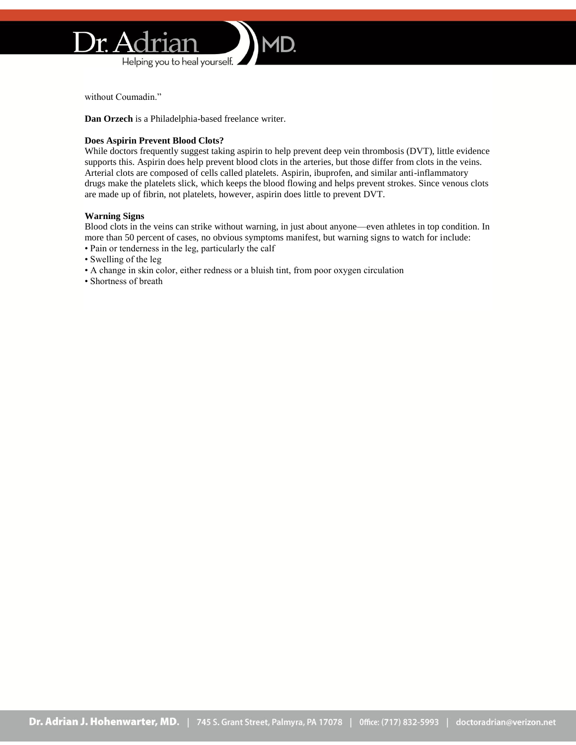without Coumadin."

**Dan Orzech** is a Philadelphia-based freelance writer.

**Does Aspirin Prevent Blood Clots?**

While doctors frequently suggest taking aspirin to help prevent deep vein thrombosis (DVT), little evidence supports this. Aspirin does help prevent blood clots in the arteries, but those differ from clots in the veins. Arterial clots are composed of cells called platelets. Aspirin, ibuprofen, and similar anti-inflammatory drugs make the platelets slick, which keeps the blood flowing and helps prevent strokes. Since venous clots are made up of fibrin, not platelets, however, aspirin does little to prevent DVT.

**Warning Signs**

Blood clots in the veins can strike without warning, in just about anyone—even athletes in top condition. In more than 50 percent of cases, no obvious symptoms manifest, but warning signs to watch for include:

- Pain or tenderness in the leg, particularly the calf
- Swelling of the leg
- A change in skin color, either redness or a bluish tint, from poor oxygen circulation
- Shortness of breath